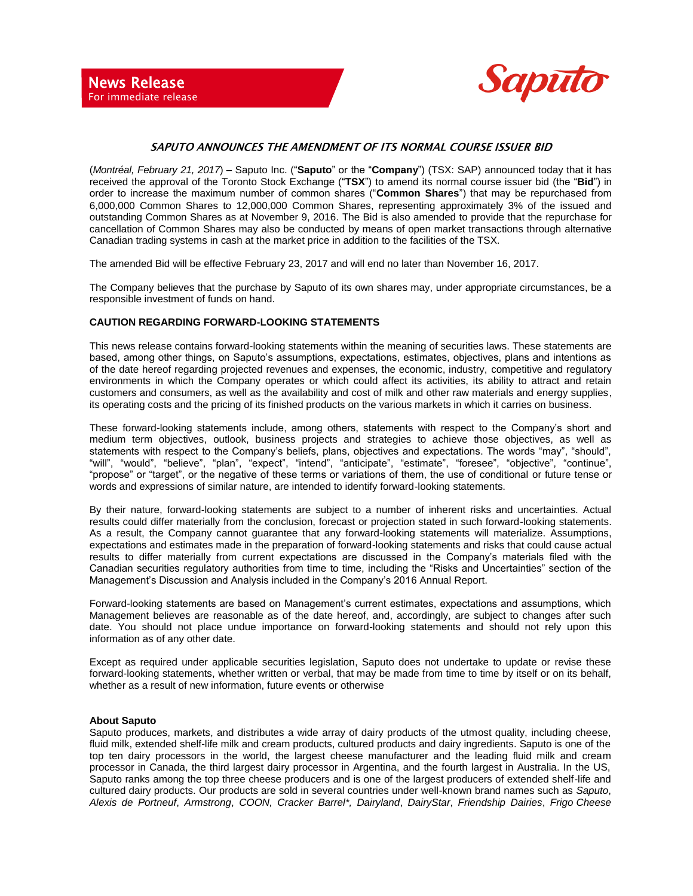**News Release**
For immediate release

Saputo

## *SAPUTO ANNOUNCES THE AMENDMENT OF ITS NORMAL COURSE ISSUER BID*

(*Montréal, February 21, 2017*) – Saputo Inc. ("**Saputo**" or the "**Company**") (TSX: SAP) announced today that it has received the approval of the Toronto Stock Exchange ("**TSX**") to amend its normal course issuer bid (the "**Bid**") in order to increase the maximum number of common shares ("**Common Shares**") that may be repurchased from 6,000,000 Common Shares to 12,000,000 Common Shares, representing approximately 3% of the issued and outstanding Common Shares as at November 9, 2016. The Bid is also amended to provide that the repurchase for cancellation of Common Shares may also be conducted by means of open market transactions through alternative Canadian trading systems in cash at the market price in addition to the facilities of the TSX.

The amended Bid will be effective February 23, 2017 and will end no later than November 16, 2017.

The Company believes that the purchase by Saputo of its own shares may, under appropriate circumstances, be a responsible investment of funds on hand.

**CAUTION REGARDING FORWARD-LOOKING STATEMENTS**

This news release contains forward-looking statements within the meaning of securities laws. These statements are based, among other things, on Saputo's assumptions, expectations, estimates, objectives, plans and intentions as of the date hereof regarding projected revenues and expenses, the economic, industry, competitive and regulatory environments in which the Company operates or which could affect its activities, its ability to attract and retain customers and consumers, as well as the availability and cost of milk and other raw materials and energy supplies, its operating costs and the pricing of its finished products on the various markets in which it carries on business.

These forward-looking statements include, among others, statements with respect to the Company's short and medium term objectives, outlook, business projects and strategies to achieve those objectives, as well as statements with respect to the Company's beliefs, plans, objectives and expectations. The words "may", "should", "will", "would", "believe", "plan", "expect", "intend", "anticipate", "estimate", "foresee", "objective", "continue", "propose" or "target", or the negative of these terms or variations of them, the use of conditional or future tense or words and expressions of similar nature, are intended to identify forward-looking statements.

By their nature, forward-looking statements are subject to a number of inherent risks and uncertainties. Actual results could differ materially from the conclusion, forecast or projection stated in such forward-looking statements. As a result, the Company cannot guarantee that any forward-looking statements will materialize. Assumptions, expectations and estimates made in the preparation of forward-looking statements and risks that could cause actual results to differ materially from current expectations are discussed in the Company's materials filed with the Canadian securities regulatory authorities from time to time, including the "Risks and Uncertainties" section of the Management's Discussion and Analysis included in the Company's 2016 Annual Report.

Forward-looking statements are based on Management's current estimates, expectations and assumptions, which Management believes are reasonable as of the date hereof, and, accordingly, are subject to changes after such date. You should not place undue importance on forward-looking statements and should not rely upon this information as of any other date.

Except as required under applicable securities legislation, Saputo does not undertake to update or revise these forward-looking statements, whether written or verbal, that may be made from time to time by itself or on its behalf, whether as a result of new information, future events or otherwise

**About Saputo**

Saputo produces, markets, and distributes a wide array of dairy products of the utmost quality, including cheese, fluid milk, extended shelf-life milk and cream products, cultured products and dairy ingredients. Saputo is one of the top ten dairy processors in the world, the largest cheese manufacturer and the leading fluid milk and cream processor in Canada, the third largest dairy processor in Argentina, and the fourth largest in Australia. In the US, Saputo ranks among the top three cheese producers and is one of the largest producers of extended shelf-life and cultured dairy products. Our products are sold in several countries under well-known brand names such as *Saputo*, *Alexis de Portneuf*, *Armstrong*, *COON, Cracker Barrel\*, Dairyland*, *DairyStar*, *Friendship Dairies*, *Frigo Cheese*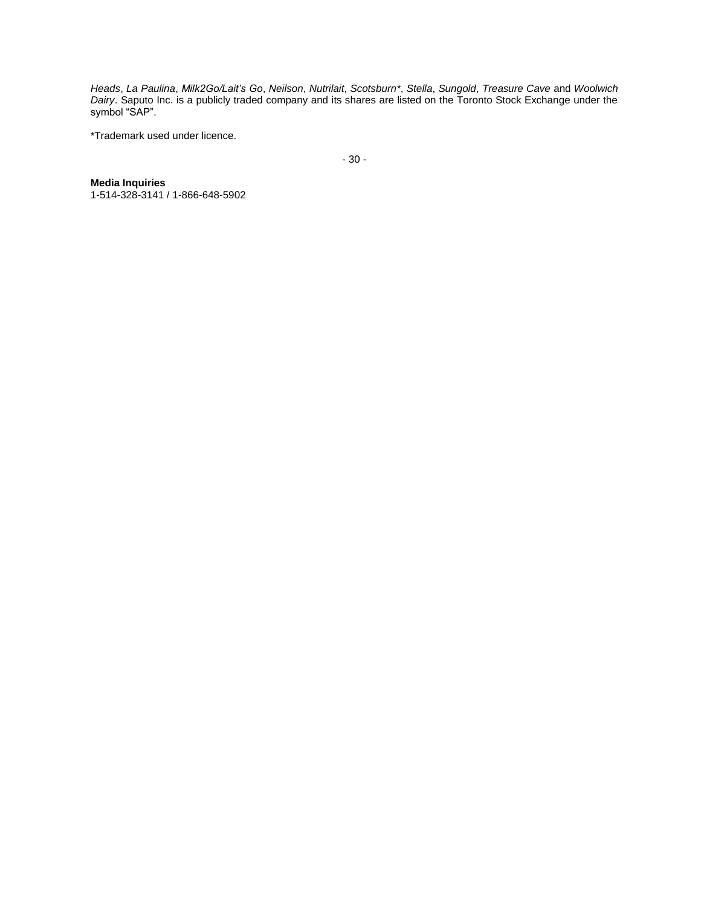*Heads*, *La Paulina*, *Milk2Go/Lait's Go*, *Neilson*, *Nutrilait*, *Scotsburn**, *Stella*, *Sungold*, *Treasure Cave* and *Woolwich Dairy*. Saputo Inc. is a publicly traded company and its shares are listed on the Toronto Stock Exchange under the symbol "SAP".

*Trademark used under licence.

- 30 -

**Media Inquiries**
1-514-328-3141 / 1-866-648-5902